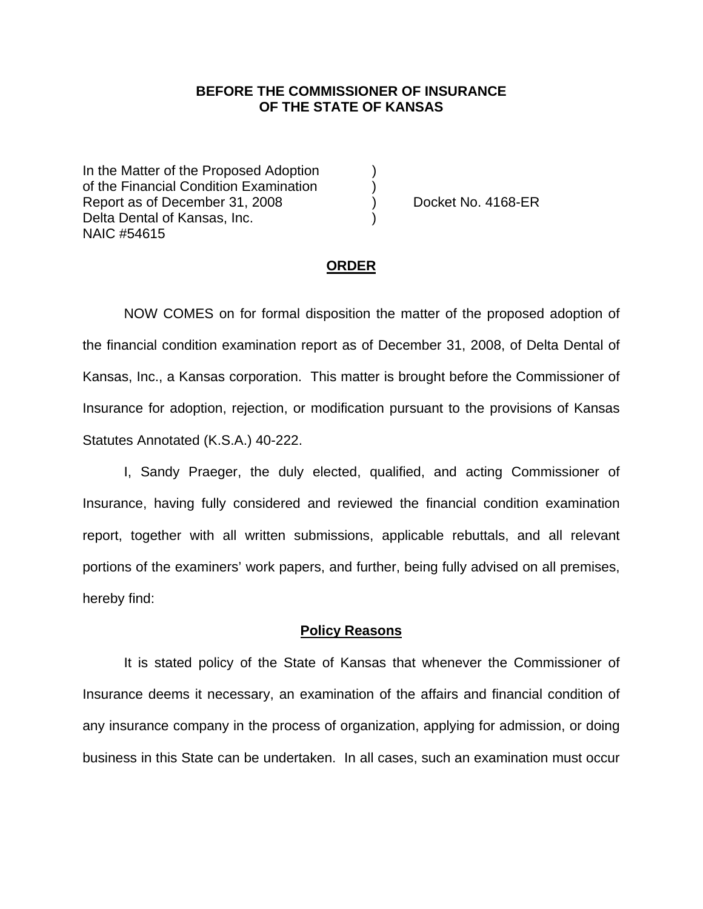**BEFORE THE COMMISSIONER OF INSURANCE
OF THE STATE OF KANSAS**

| | | |
|---|---|---|
| In the Matter of the Proposed Adoption of the Financial Condition Examination Report as of December 31, 2008 Delta Dental of Kansas, Inc. NAIC #54615 | ) ) ) ) | Docket No. 4168-ER |

## ORDER

NOW COMES on for formal disposition the matter of the proposed adoption of the financial condition examination report as of December 31, 2008, of Delta Dental of Kansas, Inc., a Kansas corporation. This matter is brought before the Commissioner of Insurance for adoption, rejection, or modification pursuant to the provisions of Kansas Statutes Annotated (K.S.A.) 40-222.

I, Sandy Praeger, the duly elected, qualified, and acting Commissioner of Insurance, having fully considered and reviewed the financial condition examination report, together with all written submissions, applicable rebuttals, and all relevant portions of the examiners' work papers, and further, being fully advised on all premises, hereby find:

### Policy Reasons

It is stated policy of the State of Kansas that whenever the Commissioner of Insurance deems it necessary, an examination of the affairs and financial condition of any insurance company in the process of organization, applying for admission, or doing business in this State can be undertaken. In all cases, such an examination must occur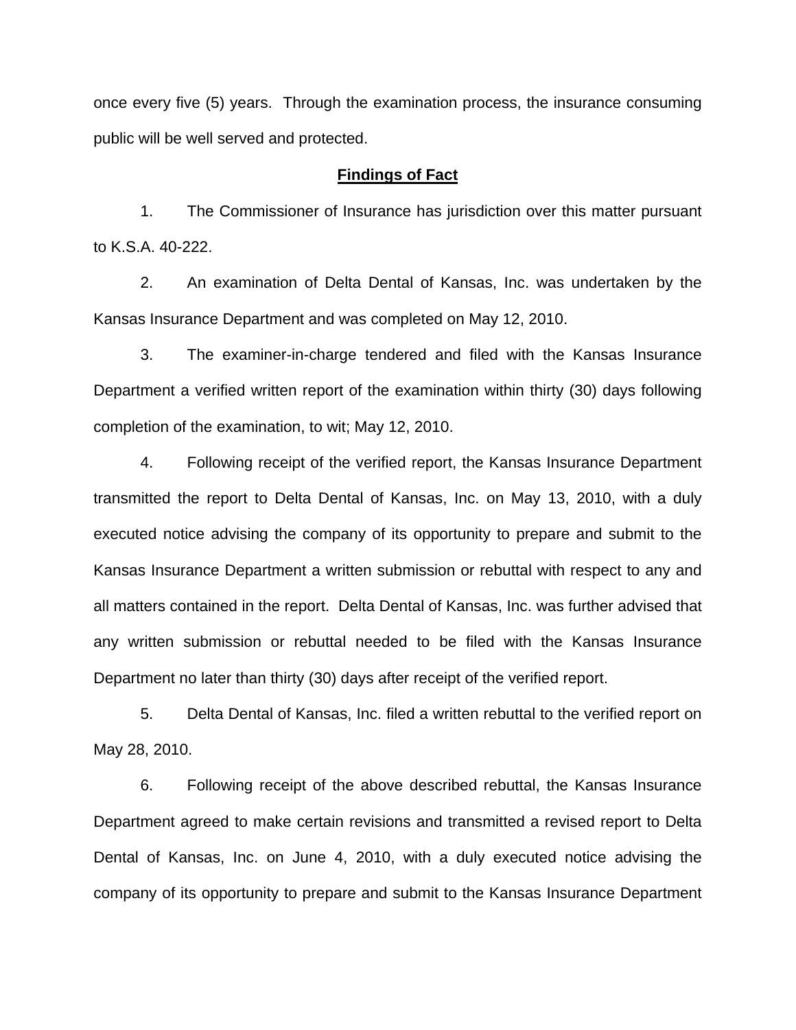once every five (5) years. Through the examination process, the insurance consuming public will be well served and protected.

**Findings of Fact**

1. The Commissioner of Insurance has jurisdiction over this matter pursuant to K.S.A. 40-222.

2. An examination of Delta Dental of Kansas, Inc. was undertaken by the Kansas Insurance Department and was completed on May 12, 2010.

3. The examiner-in-charge tendered and filed with the Kansas Insurance Department a verified written report of the examination within thirty (30) days following completion of the examination, to wit; May 12, 2010.

4. Following receipt of the verified report, the Kansas Insurance Department transmitted the report to Delta Dental of Kansas, Inc. on May 13, 2010, with a duly executed notice advising the company of its opportunity to prepare and submit to the Kansas Insurance Department a written submission or rebuttal with respect to any and all matters contained in the report. Delta Dental of Kansas, Inc. was further advised that any written submission or rebuttal needed to be filed with the Kansas Insurance Department no later than thirty (30) days after receipt of the verified report.

5. Delta Dental of Kansas, Inc. filed a written rebuttal to the verified report on May 28, 2010.

6. Following receipt of the above described rebuttal, the Kansas Insurance Department agreed to make certain revisions and transmitted a revised report to Delta Dental of Kansas, Inc. on June 4, 2010, with a duly executed notice advising the company of its opportunity to prepare and submit to the Kansas Insurance Department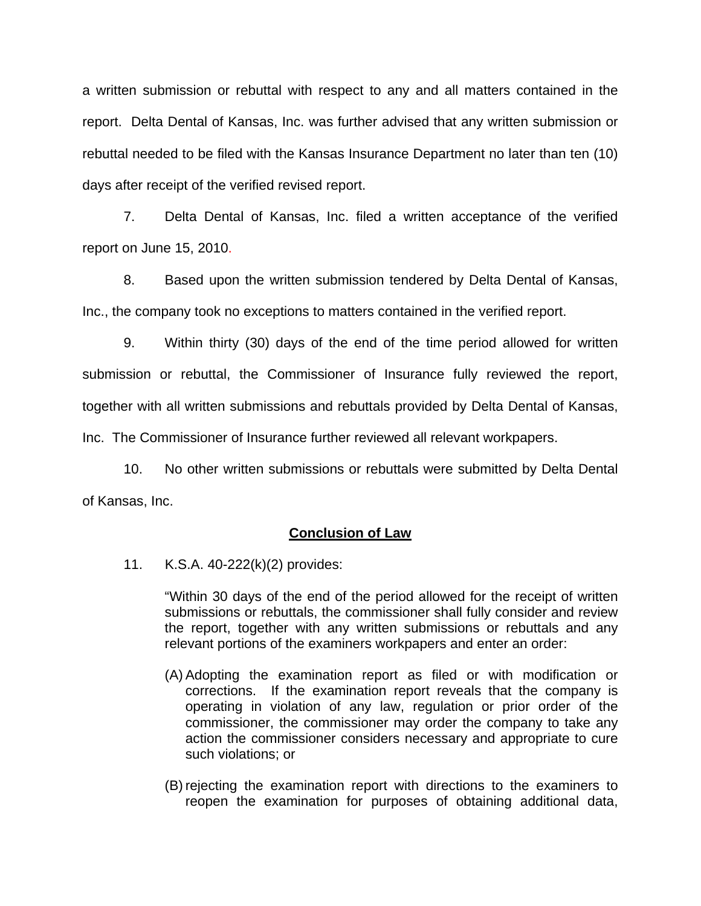a written submission or rebuttal with respect to any and all matters contained in the report. Delta Dental of Kansas, Inc. was further advised that any written submission or rebuttal needed to be filed with the Kansas Insurance Department no later than ten (10) days after receipt of the verified revised report.

7. Delta Dental of Kansas, Inc. filed a written acceptance of the verified report on June 15, 2010.

8. Based upon the written submission tendered by Delta Dental of Kansas, Inc., the company took no exceptions to matters contained in the verified report.

9. Within thirty (30) days of the end of the time period allowed for written submission or rebuttal, the Commissioner of Insurance fully reviewed the report, together with all written submissions and rebuttals provided by Delta Dental of Kansas, Inc. The Commissioner of Insurance further reviewed all relevant workpapers.

10. No other written submissions or rebuttals were submitted by Delta Dental of Kansas, Inc.

## Conclusion of Law

11. K.S.A. 40-222(k)(2) provides:

> "Within 30 days of the end of the period allowed for the receipt of written submissions or rebuttals, the commissioner shall fully consider and review the report, together with any written submissions or rebuttals and any relevant portions of the examiners workpapers and enter an order:
>
> (A) Adopting the examination report as filed or with modification or corrections. If the examination report reveals that the company is operating in violation of any law, regulation or prior order of the commissioner, the commissioner may order the company to take any action the commissioner considers necessary and appropriate to cure such violations; or
>
> (B) rejecting the examination report with directions to the examiners to reopen the examination for purposes of obtaining additional data,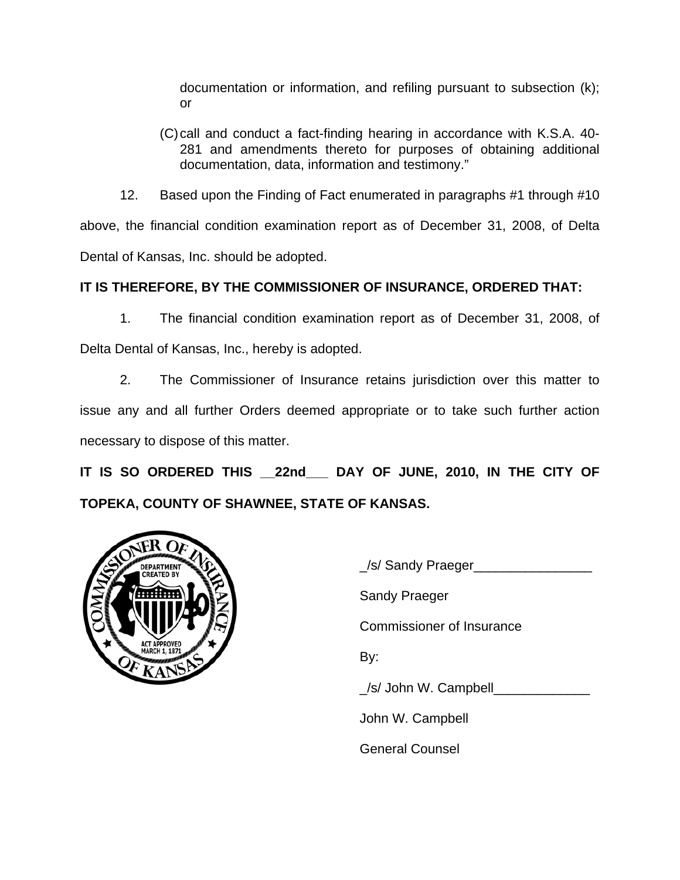documentation or information, and refiling pursuant to subsection (k); or

(C) call and conduct a fact-finding hearing in accordance with K.S.A. 40-281 and amendments thereto for purposes of obtaining additional documentation, data, information and testimony."

12. Based upon the Finding of Fact enumerated in paragraphs #1 through #10 above, the financial condition examination report as of December 31, 2008, of Delta Dental of Kansas, Inc. should be adopted.

**IT IS THEREFORE, BY THE COMMISSIONER OF INSURANCE, ORDERED THAT:**

1. The financial condition examination report as of December 31, 2008, of Delta Dental of Kansas, Inc., hereby is adopted.

2. The Commissioner of Insurance retains jurisdiction over this matter to issue any and all further Orders deemed appropriate or to take such further action necessary to dispose of this matter.

**IT IS SO ORDERED THIS __22nd___ DAY OF JUNE, 2010, IN THE CITY OF TOPEKA, COUNTY OF SHAWNEE, STATE OF KANSAS.**

COMMISSIONER OF INSURANCE OF KANSAS
DEPARTMENT CREATED BY ACT APPROVED MARCH 1, 1871

_/s/ Sandy Praeger________________

Sandy Praeger

Commissioner of Insurance

By:

_/s/ John W. Campbell_____________

John W. Campbell

General Counsel